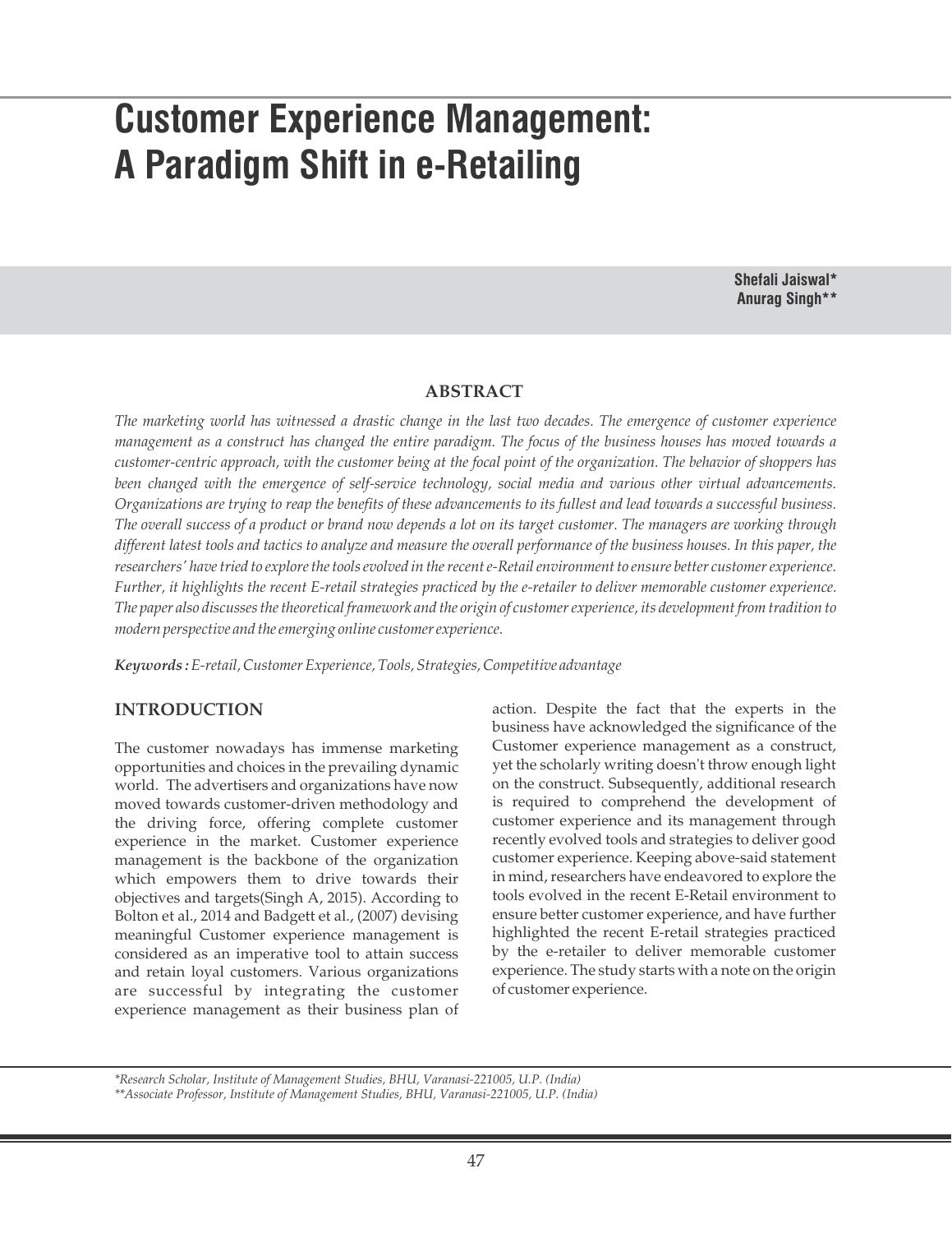# Customer Experience Management: A Paradigm Shift in e-Retailing

**Shefali Jaiswal***
**Anurag Singh****

## ABSTRACT

*The marketing world has witnessed a drastic change in the last two decades. The emergence of customer experience management as a construct has changed the entire paradigm. The focus of the business houses has moved towards a customer-centric approach, with the customer being at the focal point of the organization. The behavior of shoppers has been changed with the emergence of self-service technology, social media and various other virtual advancements. Organizations are trying to reap the benefits of these advancements to its fullest and lead towards a successful business. The overall success of a product or brand now depends a lot on its target customer. The managers are working through different latest tools and tactics to analyze and measure the overall performance of the business houses. In this paper, the researchers' have tried to explore the tools evolved in the recent e-Retail environment to ensure better customer experience. Further, it highlights the recent E-retail strategies practiced by the e-retailer to deliver memorable customer experience. The paper also discusses the theoretical framework and the origin of customer experience, its development from tradition to modern perspective and the emerging online customer experience.*

***Keywords :** E-retail, Customer Experience, Tools, Strategies, Competitive advantage*

## INTRODUCTION

The customer nowadays has immense marketing opportunities and choices in the prevailing dynamic world. The advertisers and organizations have now moved towards customer-driven methodology and the driving force, offering complete customer experience in the market. Customer experience management is the backbone of the organization which empowers them to drive towards their objectives and targets(Singh A, 2015). According to Bolton et al., 2014 and Badgett et al., (2007) devising meaningful Customer experience management is considered as an imperative tool to attain success and retain loyal customers. Various organizations are successful by integrating the customer experience management as their business plan of action. Despite the fact that the experts in the business have acknowledged the significance of the Customer experience management as a construct, yet the scholarly writing doesn't throw enough light on the construct. Subsequently, additional research is required to comprehend the development of customer experience and its management through recently evolved tools and strategies to deliver good customer experience. Keeping above-said statement in mind, researchers have endeavored to explore the tools evolved in the recent E-Retail environment to ensure better customer experience, and have further highlighted the recent E-retail strategies practiced by the e-retailer to deliver memorable customer experience. The study starts with a note on the origin of customer experience.

*\*Research Scholar, Institute of Management Studies, BHU, Varanasi-221005, U.P. (India)*
*\*\*Associate Professor, Institute of Management Studies, BHU, Varanasi-221005, U.P. (India)*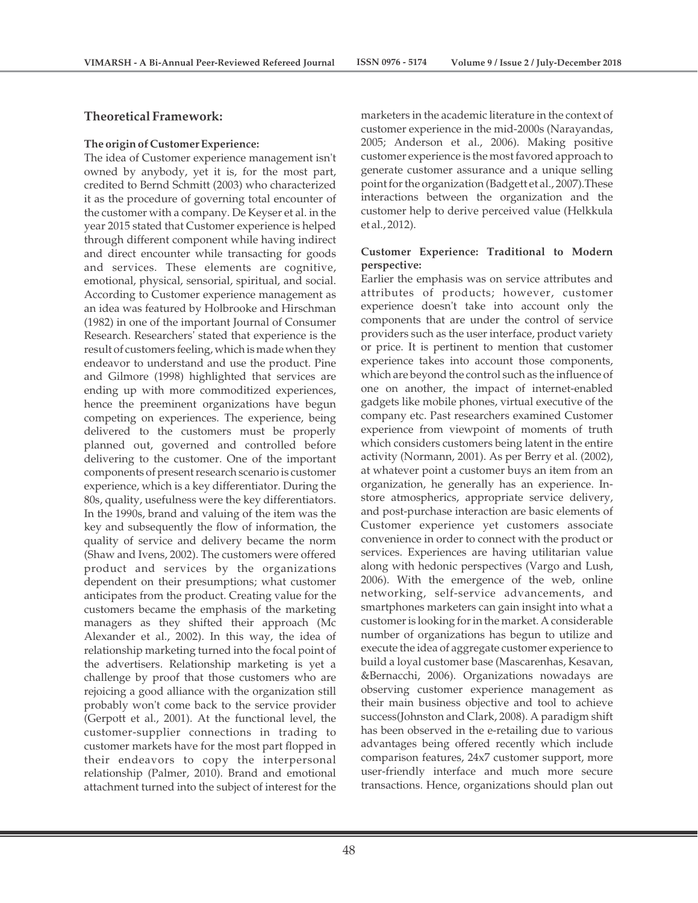## Theoretical Framework:

### The origin of Customer Experience:

The idea of Customer experience management isn't owned by anybody, yet it is, for the most part, credited to Bernd Schmitt (2003) who characterized it as the procedure of governing total encounter of the customer with a company. De Keyser et al. in the year 2015 stated that Customer experience is helped through different component while having indirect and direct encounter while transacting for goods and services. These elements are cognitive, emotional, physical, sensorial, spiritual, and social. According to Customer experience management as an idea was featured by Holbrooke and Hirschman (1982) in one of the important Journal of Consumer Research. Researchers' stated that experience is the result of customers feeling, which is made when they endeavor to understand and use the product. Pine and Gilmore (1998) highlighted that services are ending up with more commoditized experiences, hence the preeminent organizations have begun competing on experiences. The experience, being delivered to the customers must be properly planned out, governed and controlled before delivering to the customer. One of the important components of present research scenario is customer experience, which is a key differentiator. During the 80s, quality, usefulness were the key differentiators. In the 1990s, brand and valuing of the item was the key and subsequently the flow of information, the quality of service and delivery became the norm (Shaw and Ivens, 2002). The customers were offered product and services by the organizations dependent on their presumptions; what customer anticipates from the product. Creating value for the customers became the emphasis of the marketing managers as they shifted their approach (Mc Alexander et al., 2002). In this way, the idea of relationship marketing turned into the focal point of the advertisers. Relationship marketing is yet a challenge by proof that those customers who are rejoicing a good alliance with the organization still probably won't come back to the service provider (Gerpott et al., 2001). At the functional level, the customer-supplier connections in trading to customer markets have for the most part flopped in their endeavors to copy the interpersonal relationship (Palmer, 2010). Brand and emotional attachment turned into the subject of interest for the marketers in the academic literature in the context of customer experience in the mid-2000s (Narayandas, 2005; Anderson et al., 2006). Making positive customer experience is the most favored approach to generate customer assurance and a unique selling point for the organization (Badgett et al., 2007).These interactions between the organization and the customer help to derive perceived value (Helkkula et al., 2012).

### Customer Experience: Traditional to Modern perspective:

Earlier the emphasis was on service attributes and attributes of products; however, customer experience doesn't take into account only the components that are under the control of service providers such as the user interface, product variety or price. It is pertinent to mention that customer experience takes into account those components, which are beyond the control such as the influence of one on another, the impact of internet-enabled gadgets like mobile phones, virtual executive of the company etc. Past researchers examined Customer experience from viewpoint of moments of truth which considers customers being latent in the entire activity (Normann, 2001). As per Berry et al. (2002), at whatever point a customer buys an item from an organization, he generally has an experience. In-store atmospherics, appropriate service delivery, and post-purchase interaction are basic elements of Customer experience yet customers associate convenience in order to connect with the product or services. Experiences are having utilitarian value along with hedonic perspectives (Vargo and Lush, 2006). With the emergence of the web, online networking, self-service advancements, and smartphones marketers can gain insight into what a customer is looking for in the market. A considerable number of organizations has begun to utilize and execute the idea of aggregate customer experience to build a loyal customer base (Mascarenhas, Kesavan, &Bernacchi, 2006). Organizations nowadays are observing customer experience management as their main business objective and tool to achieve success(Johnston and Clark, 2008). A paradigm shift has been observed in the e-retailing due to various advantages being offered recently which include comparison features, 24x7 customer support, more user-friendly interface and much more secure transactions. Hence, organizations should plan out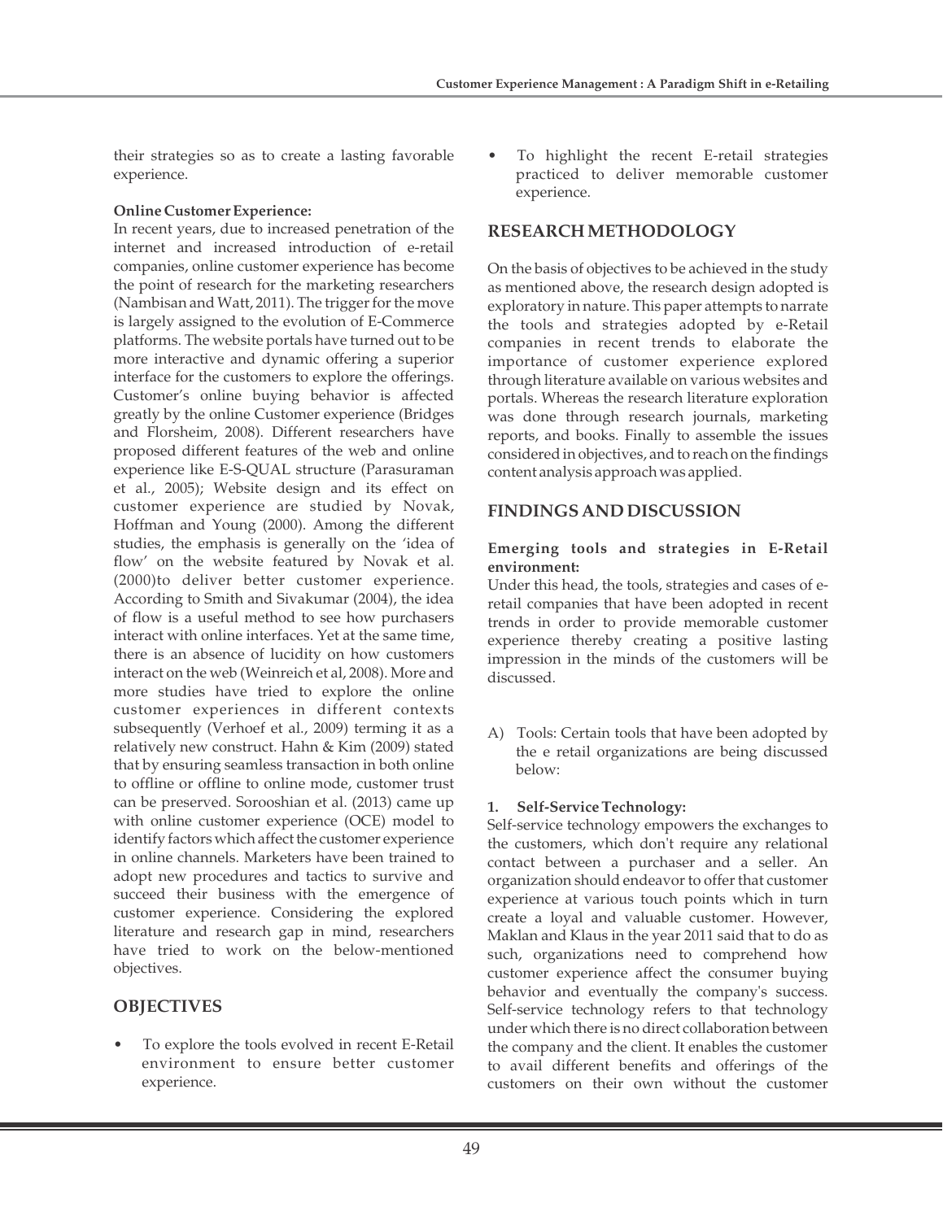their strategies so as to create a lasting favorable experience.

**Online Customer Experience:**

In recent years, due to increased penetration of the internet and increased introduction of e-retail companies, online customer experience has become the point of research for the marketing researchers (Nambisan and Watt, 2011). The trigger for the move is largely assigned to the evolution of E-Commerce platforms. The website portals have turned out to be more interactive and dynamic offering a superior interface for the customers to explore the offerings. Customer's online buying behavior is affected greatly by the online Customer experience (Bridges and Florsheim, 2008). Different researchers have proposed different features of the web and online experience like E-S-QUAL structure (Parasuraman et al., 2005); Website design and its effect on customer experience are studied by Novak, Hoffman and Young (2000). Among the different studies, the emphasis is generally on the 'idea of flow' on the website featured by Novak et al. (2000)to deliver better customer experience. According to Smith and Sivakumar (2004), the idea of flow is a useful method to see how purchasers interact with online interfaces. Yet at the same time, there is an absence of lucidity on how customers interact on the web (Weinreich et al, 2008). More and more studies have tried to explore the online customer experiences in different contexts subsequently (Verhoef et al., 2009) terming it as a relatively new construct. Hahn & Kim (2009) stated that by ensuring seamless transaction in both online to offline or offline to online mode, customer trust can be preserved. Sorooshian et al. (2013) came up with online customer experience (OCE) model to identify factors which affect the customer experience in online channels. Marketers have been trained to adopt new procedures and tactics to survive and succeed their business with the emergence of customer experience. Considering the explored literature and research gap in mind, researchers have tried to work on the below-mentioned objectives.

## OBJECTIVES

- To explore the tools evolved in recent E-Retail environment to ensure better customer experience.
- To highlight the recent E-retail strategies practiced to deliver memorable customer experience.

## RESEARCH METHODOLOGY

On the basis of objectives to be achieved in the study as mentioned above, the research design adopted is exploratory in nature. This paper attempts to narrate the tools and strategies adopted by e-Retail companies in recent trends to elaborate the importance of customer experience explored through literature available on various websites and portals. Whereas the research literature exploration was done through research journals, marketing reports, and books. Finally to assemble the issues considered in objectives, and to reach on the findings content analysis approach was applied.

## FINDINGS AND DISCUSSION

**Emerging tools and strategies in E-Retail environment:**

Under this head, the tools, strategies and cases of e-retail companies that have been adopted in recent trends in order to provide memorable customer experience thereby creating a positive lasting impression in the minds of the customers will be discussed.

A) Tools: Certain tools that have been adopted by the e retail organizations are being discussed below:

**1. Self-Service Technology:**

Self-service technology empowers the exchanges to the customers, which don't require any relational contact between a purchaser and a seller. An organization should endeavor to offer that customer experience at various touch points which in turn create a loyal and valuable customer. However, Maklan and Klaus in the year 2011 said that to do as such, organizations need to comprehend how customer experience affect the consumer buying behavior and eventually the company's success. Self-service technology refers to that technology under which there is no direct collaboration between the company and the client. It enables the customer to avail different benefits and offerings of the customers on their own without the customer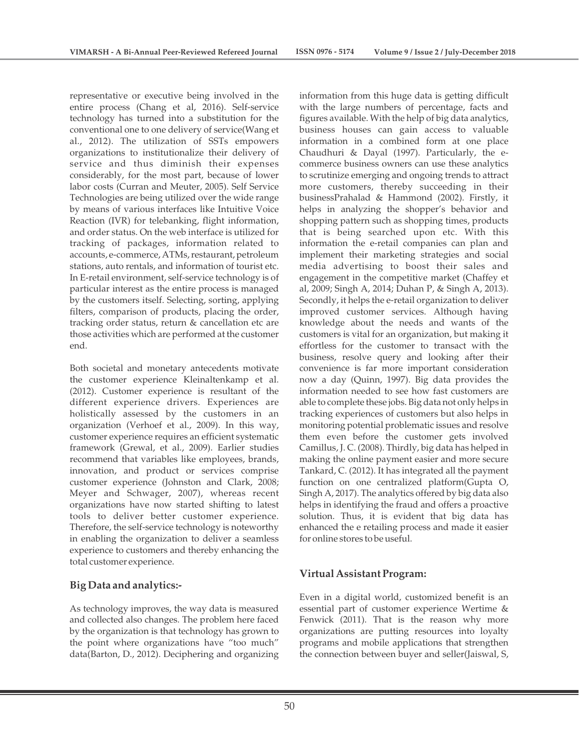representative or executive being involved in the entire process (Chang et al, 2016). Self-service technology has turned into a substitution for the conventional one to one delivery of service(Wang et al., 2012). The utilization of SSTs empowers organizations to institutionalize their delivery of service and thus diminish their expenses considerably, for the most part, because of lower labor costs (Curran and Meuter, 2005). Self Service Technologies are being utilized over the wide range by means of various interfaces like Intuitive Voice Reaction (IVR) for telebanking, flight information, and order status. On the web interface is utilized for tracking of packages, information related to accounts, e-commerce, ATMs, restaurant, petroleum stations, auto rentals, and information of tourist etc. In E-retail environment, self-service technology is of particular interest as the entire process is managed by the customers itself. Selecting, sorting, applying filters, comparison of products, placing the order, tracking order status, return & cancellation etc are those activities which are performed at the customer end.

Both societal and monetary antecedents motivate the customer experience Kleinaltenkamp et al. (2012). Customer experience is resultant of the different experience drivers. Experiences are holistically assessed by the customers in an organization (Verhoef et al., 2009). In this way, customer experience requires an efficient systematic framework (Grewal, et al., 2009). Earlier studies recommend that variables like employees, brands, innovation, and product or services comprise customer experience (Johnston and Clark, 2008; Meyer and Schwager, 2007), whereas recent organizations have now started shifting to latest tools to deliver better customer experience. Therefore, the self-service technology is noteworthy in enabling the organization to deliver a seamless experience to customers and thereby enhancing the total customer experience.

## Big Data and analytics:-

As technology improves, the way data is measured and collected also changes. The problem here faced by the organization is that technology has grown to the point where organizations have "too much" data(Barton, D., 2012). Deciphering and organizing information from this huge data is getting difficult with the large numbers of percentage, facts and figures available. With the help of big data analytics, business houses can gain access to valuable information in a combined form at one place Chaudhuri & Dayal (1997). Particularly, the e-commerce business owners can use these analytics to scrutinize emerging and ongoing trends to attract more customers, thereby succeeding in their businessPrahalad & Hammond (2002). Firstly, it helps in analyzing the shopper's behavior and shopping pattern such as shopping times, products that is being searched upon etc. With this information the e-retail companies can plan and implement their marketing strategies and social media advertising to boost their sales and engagement in the competitive market (Chaffey et al, 2009; Singh A, 2014; Duhan P, & Singh A, 2013). Secondly, it helps the e-retail organization to deliver improved customer services. Although having knowledge about the needs and wants of the customers is vital for an organization, but making it effortless for the customer to transact with the business, resolve query and looking after their convenience is far more important consideration now a day (Quinn, 1997). Big data provides the information needed to see how fast customers are able to complete these jobs. Big data not only helps in tracking experiences of customers but also helps in monitoring potential problematic issues and resolve them even before the customer gets involved Camillus, J. C. (2008). Thirdly, big data has helped in making the online payment easier and more secure Tankard, C. (2012). It has integrated all the payment function on one centralized platform(Gupta O, Singh A, 2017). The analytics offered by big data also helps in identifying the fraud and offers a proactive solution. Thus, it is evident that big data has enhanced the e retailing process and made it easier for online stores to be useful.

## Virtual Assistant Program:

Even in a digital world, customized benefit is an essential part of customer experience Wertime & Fenwick (2011). That is the reason why more organizations are putting resources into loyalty programs and mobile applications that strengthen the connection between buyer and seller(Jaiswal, S,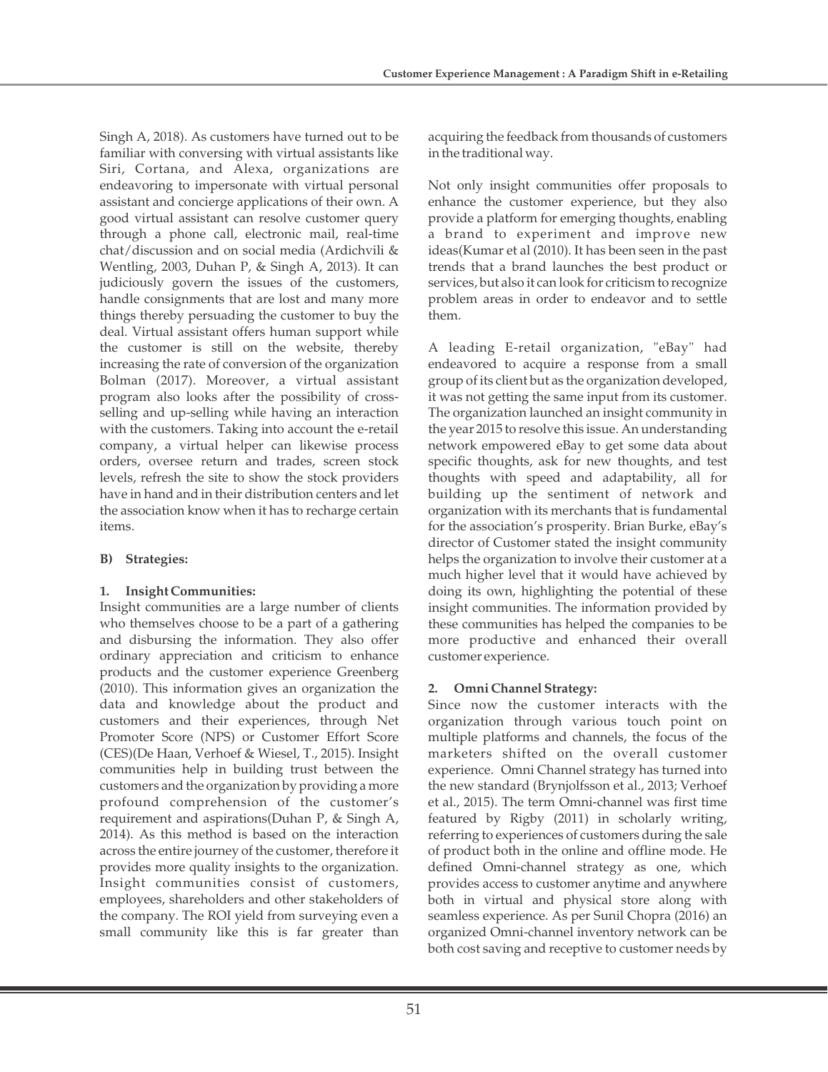Singh A, 2018). As customers have turned out to be familiar with conversing with virtual assistants like Siri, Cortana, and Alexa, organizations are endeavoring to impersonate with virtual personal assistant and concierge applications of their own. A good virtual assistant can resolve customer query through a phone call, electronic mail, real-time chat/discussion and on social media (Ardichvili & Wentling, 2003, Duhan P, & Singh A, 2013). It can judiciously govern the issues of the customers, handle consignments that are lost and many more things thereby persuading the customer to buy the deal. Virtual assistant offers human support while the customer is still on the website, thereby increasing the rate of conversion of the organization Bolman (2017). Moreover, a virtual assistant program also looks after the possibility of cross-selling and up-selling while having an interaction with the customers. Taking into account the e-retail company, a virtual helper can likewise process orders, oversee return and trades, screen stock levels, refresh the site to show the stock providers have in hand and in their distribution centers and let the association know when it has to recharge certain items.

**B) Strategies:**

**1. Insight Communities:**

Insight communities are a large number of clients who themselves choose to be a part of a gathering and disbursing the information. They also offer ordinary appreciation and criticism to enhance products and the customer experience Greenberg (2010). This information gives an organization the data and knowledge about the product and customers and their experiences, through Net Promoter Score (NPS) or Customer Effort Score (CES)(De Haan, Verhoef & Wiesel, T., 2015). Insight communities help in building trust between the customers and the organization by providing a more profound comprehension of the customer's requirement and aspirations(Duhan P, & Singh A, 2014). As this method is based on the interaction across the entire journey of the customer, therefore it provides more quality insights to the organization. Insight communities consist of customers, employees, shareholders and other stakeholders of the company. The ROI yield from surveying even a small community like this is far greater than acquiring the feedback from thousands of customers in the traditional way.

Not only insight communities offer proposals to enhance the customer experience, but they also provide a platform for emerging thoughts, enabling a brand to experiment and improve new ideas(Kumar et al (2010). It has been seen in the past trends that a brand launches the best product or services, but also it can look for criticism to recognize problem areas in order to endeavor and to settle them.

A leading E-retail organization, "eBay" had endeavored to acquire a response from a small group of its client but as the organization developed, it was not getting the same input from its customer. The organization launched an insight community in the year 2015 to resolve this issue. An understanding network empowered eBay to get some data about specific thoughts, ask for new thoughts, and test thoughts with speed and adaptability, all for building up the sentiment of network and organization with its merchants that is fundamental for the association's prosperity. Brian Burke, eBay's director of Customer stated the insight community helps the organization to involve their customer at a much higher level that it would have achieved by doing its own, highlighting the potential of these insight communities. The information provided by these communities has helped the companies to be more productive and enhanced their overall customer experience.

**2. Omni Channel Strategy:**

Since now the customer interacts with the organization through various touch point on multiple platforms and channels, the focus of the marketers shifted on the overall customer experience. Omni Channel strategy has turned into the new standard (Brynjolfsson et al., 2013; Verhoef et al., 2015). The term Omni-channel was first time featured by Rigby (2011) in scholarly writing, referring to experiences of customers during the sale of product both in the online and offline mode. He defined Omni-channel strategy as one, which provides access to customer anytime and anywhere both in virtual and physical store along with seamless experience. As per Sunil Chopra (2016) an organized Omni-channel inventory network can be both cost saving and receptive to customer needs by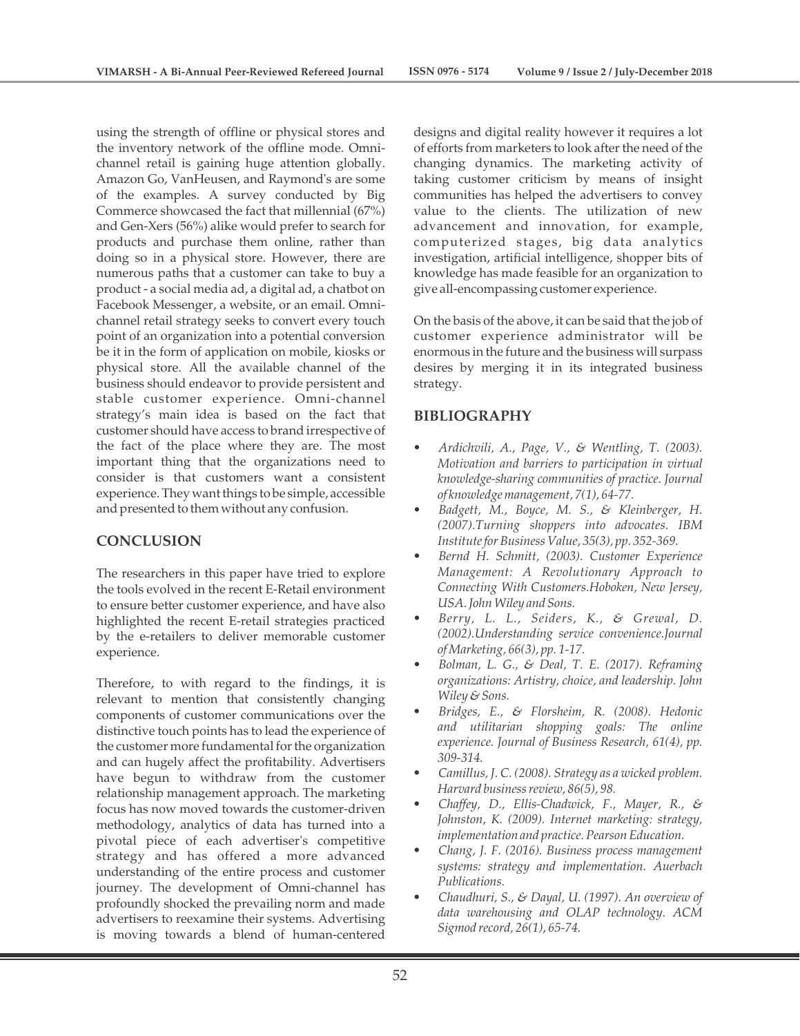using the strength of offline or physical stores and the inventory network of the offline mode. Omni-channel retail is gaining huge attention globally. Amazon Go, VanHeusen, and Raymond's are some of the examples. A survey conducted by Big Commerce showcased the fact that millennial (67%) and Gen-Xers (56%) alike would prefer to search for products and purchase them online, rather than doing so in a physical store. However, there are numerous paths that a customer can take to buy a product - a social media ad, a digital ad, a chatbot on Facebook Messenger, a website, or an email. Omni-channel retail strategy seeks to convert every touch point of an organization into a potential conversion be it in the form of application on mobile, kiosks or physical store. All the available channel of the business should endeavor to provide persistent and stable customer experience. Omni-channel strategy's main idea is based on the fact that customer should have access to brand irrespective of the fact of the place where they are. The most important thing that the organizations need to consider is that customers want a consistent experience. They want things to be simple, accessible and presented to them without any confusion.

## CONCLUSION

The researchers in this paper have tried to explore the tools evolved in the recent E-Retail environment to ensure better customer experience, and have also highlighted the recent E-retail strategies practiced by the e-retailers to deliver memorable customer experience.

Therefore, to with regard to the findings, it is relevant to mention that consistently changing components of customer communications over the distinctive touch points has to lead the experience of the customer more fundamental for the organization and can hugely affect the profitability. Advertisers have begun to withdraw from the customer relationship management approach. The marketing focus has now moved towards the customer-driven methodology, analytics of data has turned into a pivotal piece of each advertiser's competitive strategy and has offered a more advanced understanding of the entire process and customer journey. The development of Omni-channel has profoundly shocked the prevailing norm and made advertisers to reexamine their systems. Advertising is moving towards a blend of human-centered designs and digital reality however it requires a lot of efforts from marketers to look after the need of the changing dynamics. The marketing activity of taking customer criticism by means of insight communities has helped the advertisers to convey value to the clients. The utilization of new advancement and innovation, for example, computerized stages, big data analytics investigation, artificial intelligence, shopper bits of knowledge has made feasible for an organization to give all-encompassing customer experience.

On the basis of the above, it can be said that the job of customer experience administrator will be enormous in the future and the business will surpass desires by merging it in its integrated business strategy.

## BIBLIOGRAPHY

- *Ardichvili, A., Page, V., & Wentling, T. (2003). Motivation and barriers to participation in virtual knowledge-sharing communities of practice. Journal of knowledge management, 7(1), 64-77.*
- *Badgett, M., Boyce, M. S., & Kleinberger, H. (2007).Turning shoppers into advocates. IBM Institute for Business Value, 35(3), pp. 352-369.*
- *Bernd H. Schmitt, (2003). Customer Experience Management: A Revolutionary Approach to Connecting With Customers.Hoboken, New Jersey, USA. John Wiley and Sons.*
- *Berry, L. L., Seiders, K., & Grewal, D. (2002).Understanding service convenience.Journal of Marketing, 66(3), pp. 1-17.*
- *Bolman, L. G., & Deal, T. E. (2017). Reframing organizations: Artistry, choice, and leadership. John Wiley & Sons.*
- *Bridges, E., & Florsheim, R. (2008). Hedonic and utilitarian shopping goals: The online experience. Journal of Business Research, 61(4), pp. 309-314.*
- *Camillus, J. C. (2008). Strategy as a wicked problem. Harvard business review, 86(5), 98.*
- *Chaffey, D., Ellis-Chadwick, F., Mayer, R., & Johnston, K. (2009). Internet marketing: strategy, implementation and practice. Pearson Education.*
- *Chang, J. F. (2016). Business process management systems: strategy and implementation. Auerbach Publications.*
- *Chaudhuri, S., & Dayal, U. (1997). An overview of data warehousing and OLAP technology. ACM Sigmod record, 26(1), 65-74.*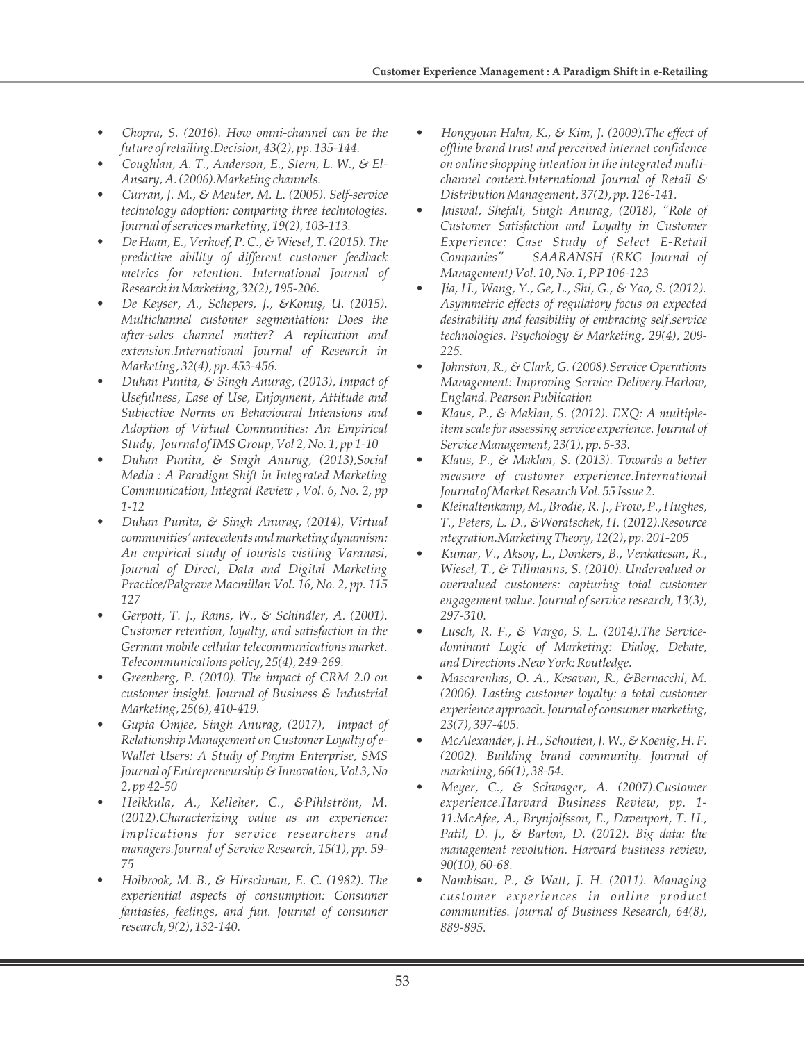- *Chopra, S. (2016). How omni-channel can be the future of retailing.Decision, 43(2), pp. 135-144.*
- *Coughlan, A. T., Anderson, E., Stern, L. W., & El-Ansary, A. (2006).Marketing channels.*
- *Curran, J. M., & Meuter, M. L. (2005). Self-service technology adoption: comparing three technologies. Journal of services marketing, 19(2), 103-113.*
- *De Haan, E., Verhoef, P. C., & Wiesel, T. (2015). The predictive ability of different customer feedback metrics for retention. International Journal of Research in Marketing, 32(2), 195-206.*
- *De Keyser, A., Schepers, J., &Konuş, U. (2015). Multichannel customer segmentation: Does the after-sales channel matter? A replication and extension.International Journal of Research in Marketing, 32(4), pp. 453-456.*
- *Duhan Punita, & Singh Anurag, (2013), Impact of Usefulness, Ease of Use, Enjoyment, Attitude and Subjective Norms on Behavioural Intensions and Adoption of Virtual Communities: An Empirical Study, Journal of IMS Group, Vol 2, No. 1, pp 1-10*
- *Duhan Punita, & Singh Anurag, (2013),Social Media : A Paradigm Shift in Integrated Marketing Communication, Integral Review , Vol. 6, No. 2, pp 1-12*
- *Duhan Punita, & Singh Anurag, (2014), Virtual communities' antecedents and marketing dynamism: An empirical study of tourists visiting Varanasi, Journal of Direct, Data and Digital Marketing Practice/Palgrave Macmillan Vol. 16, No. 2, pp. 115 127*
- *Gerpott, T. J., Rams, W., & Schindler, A. (2001). Customer retention, loyalty, and satisfaction in the German mobile cellular telecommunications market. Telecommunications policy, 25(4), 249-269.*
- *Greenberg, P. (2010). The impact of CRM 2.0 on customer insight. Journal of Business & Industrial Marketing, 25(6), 410-419.*
- *Gupta Omjee, Singh Anurag, (2017), Impact of Relationship Management on Customer Loyalty of e-Wallet Users: A Study of Paytm Enterprise, SMS Journal of Entrepreneurship & Innovation, Vol 3, No 2, pp 42-50*
- *Helkkula, A., Kelleher, C., &Pihlström, M. (2012).Characterizing value as an experience: Implications for service researchers and managers.Journal of Service Research, 15(1), pp. 59-75*
- *Holbrook, M. B., & Hirschman, E. C. (1982). The experiential aspects of consumption: Consumer fantasies, feelings, and fun. Journal of consumer research, 9(2), 132-140.*
- *Hongyoun Hahn, K., & Kim, J. (2009).The effect of offline brand trust and perceived internet confidence on online shopping intention in the integrated multi-channel context.International Journal of Retail & Distribution Management, 37(2), pp. 126-141.*
- *Jaiswal, Shefali, Singh Anurag, (2018), "Role of Customer Satisfaction and Loyalty in Customer Experience: Case Study of Select E-Retail Companies" SAARANSH (RKG Journal of Management) Vol. 10, No. 1, PP 106-123*
- *Jia, H., Wang, Y., Ge, L., Shi, G., & Yao, S. (2012). Asymmetric effects of regulatory focus on expected desirability and feasibility of embracing self.service technologies. Psychology & Marketing, 29(4), 209-225.*
- *Johnston, R., & Clark, G. (2008).Service Operations Management: Improving Service Delivery.Harlow, England. Pearson Publication*
- *Klaus, P., & Maklan, S. (2012). EXQ: A multiple-item scale for assessing service experience. Journal of Service Management, 23(1), pp. 5-33.*
- *Klaus, P., & Maklan, S. (2013). Towards a better measure of customer experience.International Journal of Market Research Vol. 55 Issue 2.*
- *Kleinaltenkamp, M., Brodie, R. J., Frow, P., Hughes, T., Peters, L. D., &Woratschek, H. (2012).Resource ntegration.Marketing Theory, 12(2), pp. 201-205*
- *Kumar, V., Aksoy, L., Donkers, B., Venkatesan, R., Wiesel, T., & Tillmanns, S. (2010). Undervalued or overvalued customers: capturing total customer engagement value. Journal of service research, 13(3), 297-310.*
- *Lusch, R. F., & Vargo, S. L. (2014).The Service-dominant Logic of Marketing: Dialog, Debate, and Directions .New York: Routledge.*
- *Mascarenhas, O. A., Kesavan, R., &Bernacchi, M. (2006). Lasting customer loyalty: a total customer experience approach. Journal of consumer marketing, 23(7), 397-405.*
- *McAlexander, J. H., Schouten, J. W., & Koenig, H. F. (2002). Building brand community. Journal of marketing, 66(1), 38-54.*
- *Meyer, C., & Schwager, A. (2007).Customer experience.Harvard Business Review, pp. 1-11.McAfee, A., Brynjolfsson, E., Davenport, T. H., Patil, D. J., & Barton, D. (2012). Big data: the management revolution. Harvard business review, 90(10), 60-68.*
- *Nambisan, P., & Watt, J. H. (2011). Managing customer experiences in online product communities. Journal of Business Research, 64(8), 889-895.*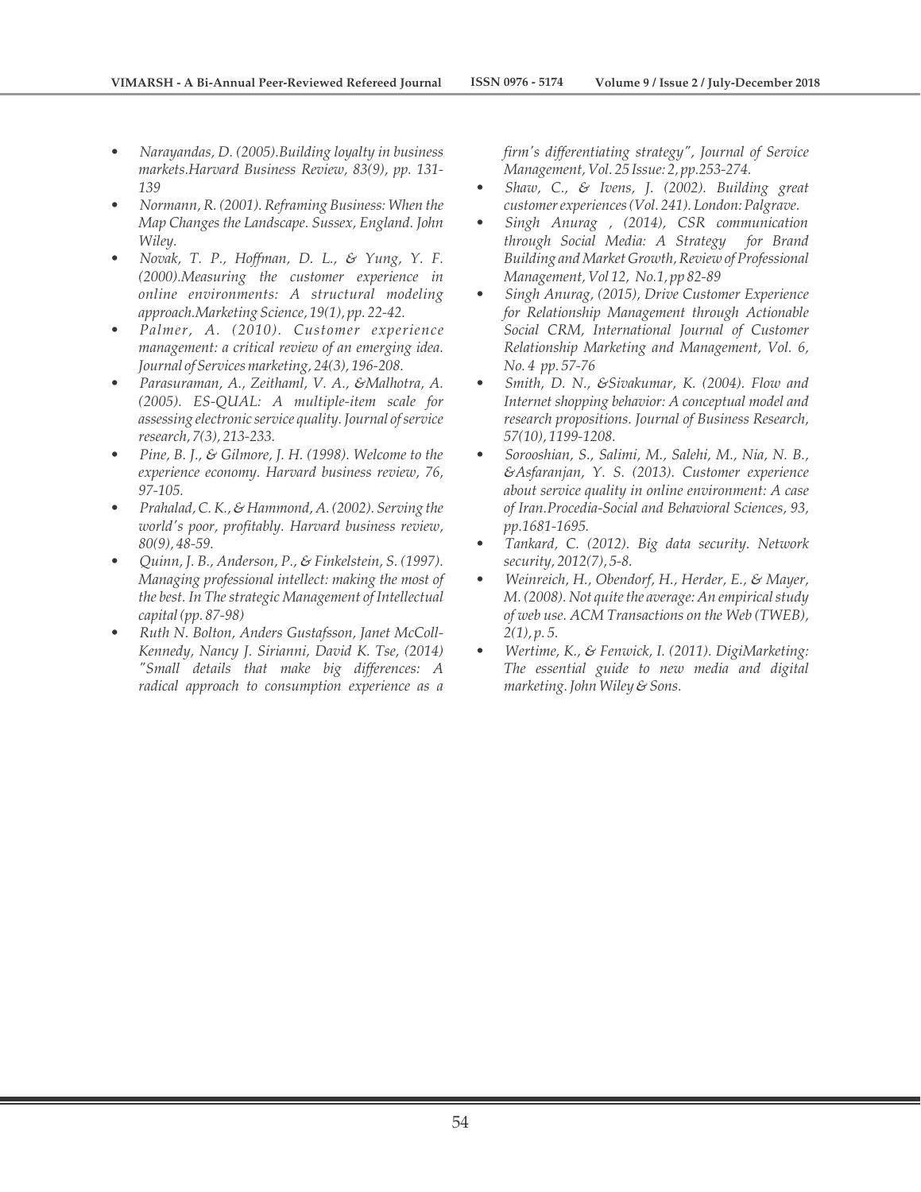- *Narayandas, D. (2005).Building loyalty in business markets.Harvard Business Review, 83(9), pp. 131-139*
- *Normann, R. (2001). Reframing Business: When the Map Changes the Landscape. Sussex, England. John Wiley.*
- *Novak, T. P., Hoffman, D. L., & Yung, Y. F. (2000).Measuring the customer experience in online environments: A structural modeling approach.Marketing Science, 19(1), pp. 22-42.*
- *Palmer, A. (2010). Customer experience management: a critical review of an emerging idea. Journal of Services marketing, 24(3), 196-208.*
- *Parasuraman, A., Zeithaml, V. A., &Malhotra, A. (2005). ES-QUAL: A multiple-item scale for assessing electronic service quality. Journal of service research, 7(3), 213-233.*
- *Pine, B. J., & Gilmore, J. H. (1998). Welcome to the experience economy. Harvard business review, 76, 97-105.*
- *Prahalad, C. K., & Hammond, A. (2002). Serving the world's poor, profitably. Harvard business review, 80(9), 48-59.*
- *Quinn, J. B., Anderson, P., & Finkelstein, S. (1997). Managing professional intellect: making the most of the best. In The strategic Management of Intellectual capital (pp. 87-98)*
- *Ruth N. Bolton, Anders Gustafsson, Janet McColl-Kennedy, Nancy J. Sirianni, David K. Tse, (2014) "Small details that make big differences: A radical approach to consumption experience as a firm's differentiating strategy", Journal of Service Management, Vol. 25 Issue: 2, pp.253-274.*
- *Shaw, C., & Ivens, J. (2002). Building great customer experiences (Vol. 241). London: Palgrave.*
- *Singh Anurag , (2014), CSR communication through Social Media: A Strategy for Brand Building and Market Growth, Review of Professional Management, Vol 12, No.1, pp 82-89*
- *Singh Anurag, (2015), Drive Customer Experience for Relationship Management through Actionable Social CRM, International Journal of Customer Relationship Marketing and Management, Vol. 6, No. 4 pp. 57-76*
- *Smith, D. N., &Sivakumar, K. (2004). Flow and Internet shopping behavior: A conceptual model and research propositions. Journal of Business Research, 57(10), 1199-1208.*
- *Sorooshian, S., Salimi, M., Salehi, M., Nia, N. B., &Asfaranjan, Y. S. (2013). Customer experience about service quality in online environment: A case of Iran.Procedia-Social and Behavioral Sciences, 93, pp.1681-1695.*
- *Tankard, C. (2012). Big data security. Network security, 2012(7), 5-8.*
- *Weinreich, H., Obendorf, H., Herder, E., & Mayer, M. (2008). Not quite the average: An empirical study of web use. ACM Transactions on the Web (TWEB), 2(1), p. 5.*
- *Wertime, K., & Fenwick, I. (2011). DigiMarketing: The essential guide to new media and digital marketing. John Wiley & Sons.*